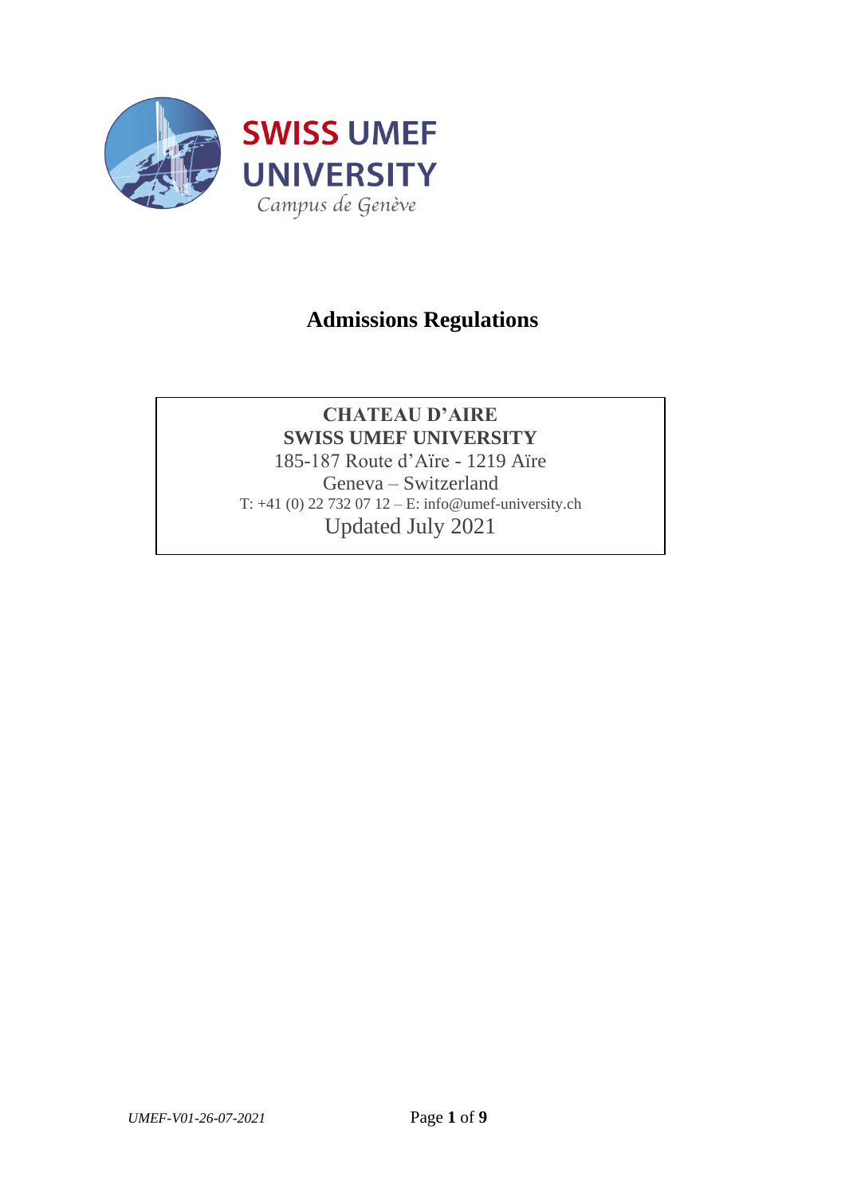SWISS UMEF UNIVERSITY

*Campus de Genève*

# Admissions Regulations

**CHATEAU D'AIRE**
**SWISS UMEF UNIVERSITY**
185-187 Route d'Aïre - 1219 Aïre
Geneva – Switzerland
T: +41 (0) 22 732 07 12 – E: info@umef-university.ch
Updated July 2021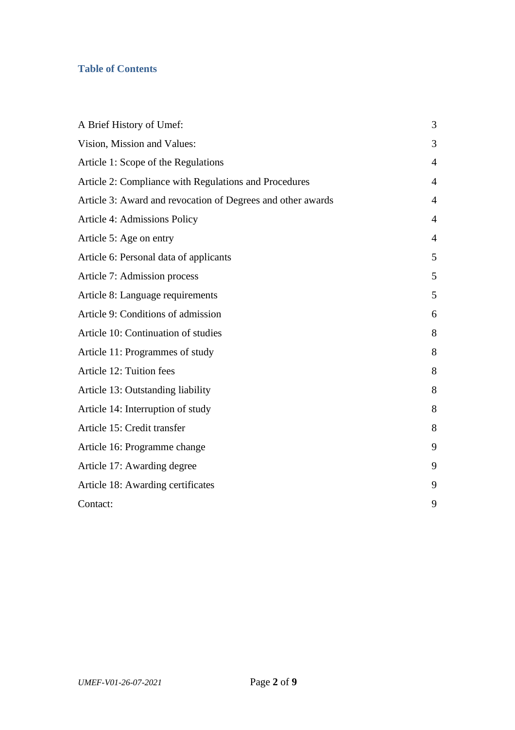## Table of Contents

| | |
|---|---|
| A Brief History of Umef: | 3 |
| Vision, Mission and Values: | 3 |
| Article 1: Scope of the Regulations | 4 |
| Article 2: Compliance with Regulations and Procedures | 4 |
| Article 3: Award and revocation of Degrees and other awards | 4 |
| Article 4: Admissions Policy | 4 |
| Article 5: Age on entry | 4 |
| Article 6: Personal data of applicants | 5 |
| Article 7: Admission process | 5 |
| Article 8: Language requirements | 5 |
| Article 9: Conditions of admission | 6 |
| Article 10: Continuation of studies | 8 |
| Article 11: Programmes of study | 8 |
| Article 12: Tuition fees | 8 |
| Article 13: Outstanding liability | 8 |
| Article 14: Interruption of study | 8 |
| Article 15: Credit transfer | 8 |
| Article 16: Programme change | 9 |
| Article 17: Awarding degree | 9 |
| Article 18: Awarding certificates | 9 |
| Contact: | 9 |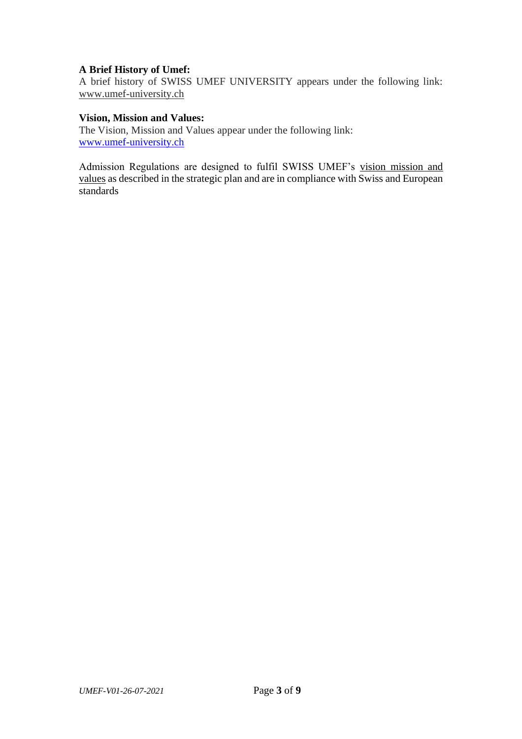**A Brief History of Umef:**
A brief history of SWISS UMEF UNIVERSITY appears under the following link: www.umef-university.ch

**Vision, Mission and Values:**
The Vision, Mission and Values appear under the following link:
www.umef-university.ch

Admission Regulations are designed to fulfil SWISS UMEF's vision mission and values as described in the strategic plan and are in compliance with Swiss and European standards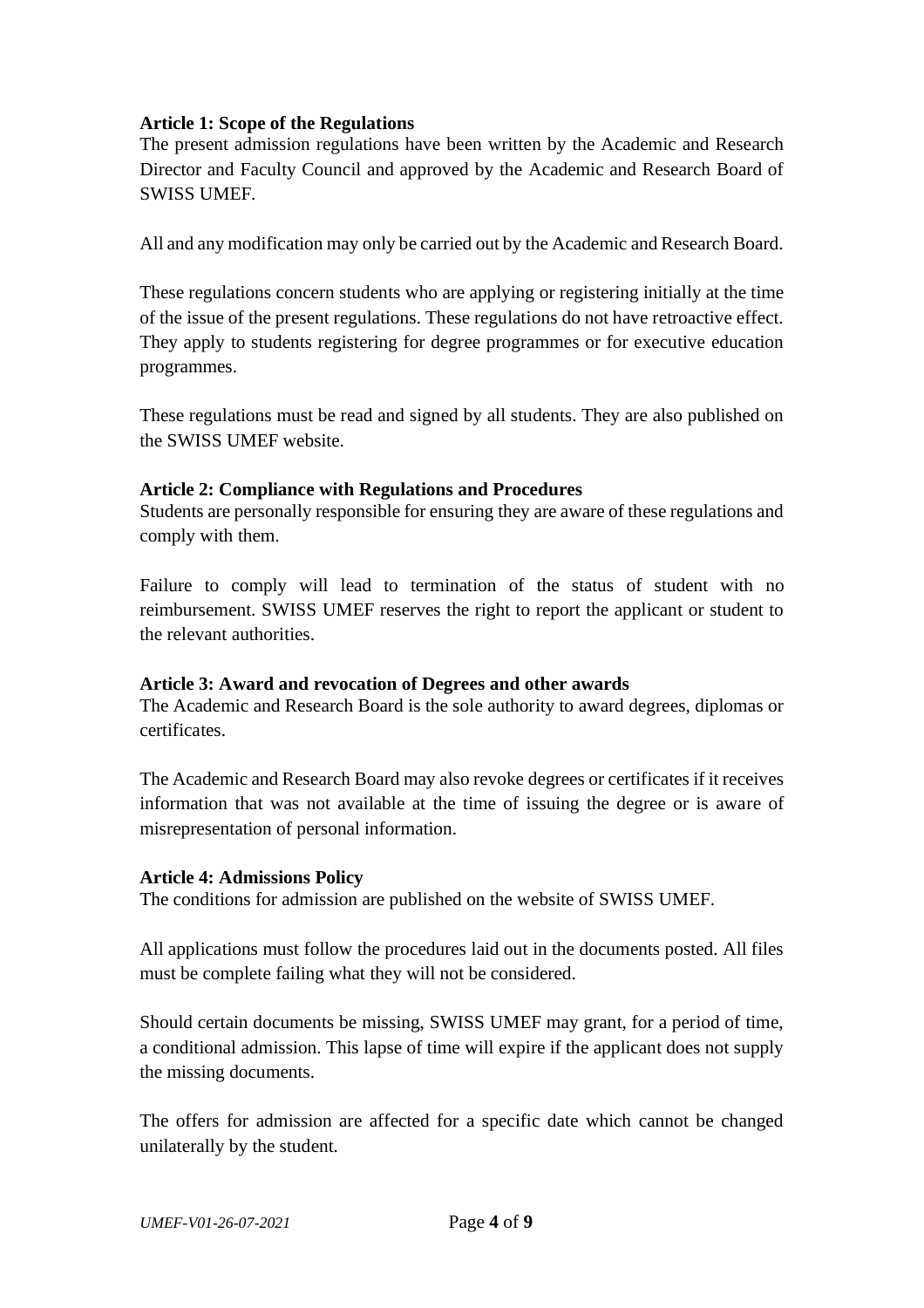**Article 1: Scope of the Regulations**

The present admission regulations have been written by the Academic and Research Director and Faculty Council and approved by the Academic and Research Board of SWISS UMEF.

All and any modification may only be carried out by the Academic and Research Board.

These regulations concern students who are applying or registering initially at the time of the issue of the present regulations. These regulations do not have retroactive effect. They apply to students registering for degree programmes or for executive education programmes.

These regulations must be read and signed by all students. They are also published on the SWISS UMEF website.

**Article 2: Compliance with Regulations and Procedures**

Students are personally responsible for ensuring they are aware of these regulations and comply with them.

Failure to comply will lead to termination of the status of student with no reimbursement. SWISS UMEF reserves the right to report the applicant or student to the relevant authorities.

**Article 3: Award and revocation of Degrees and other awards**

The Academic and Research Board is the sole authority to award degrees, diplomas or certificates.

The Academic and Research Board may also revoke degrees or certificates if it receives information that was not available at the time of issuing the degree or is aware of misrepresentation of personal information.

**Article 4: Admissions Policy**

The conditions for admission are published on the website of SWISS UMEF.

All applications must follow the procedures laid out in the documents posted. All files must be complete failing what they will not be considered.

Should certain documents be missing, SWISS UMEF may grant, for a period of time, a conditional admission. This lapse of time will expire if the applicant does not supply the missing documents.

The offers for admission are affected for a specific date which cannot be changed unilaterally by the student.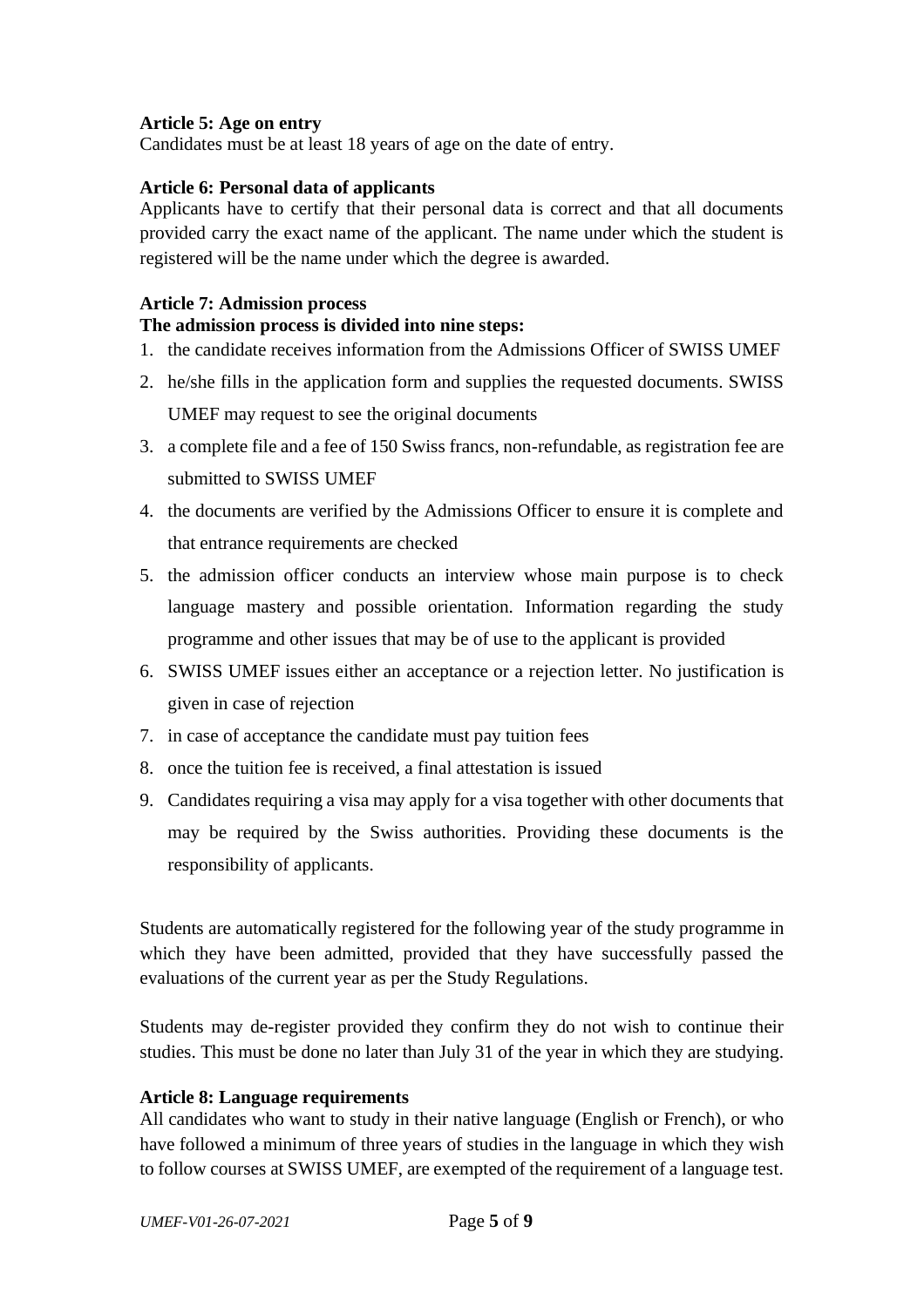**Article 5: Age on entry**
Candidates must be at least 18 years of age on the date of entry.

**Article 6: Personal data of applicants**
Applicants have to certify that their personal data is correct and that all documents provided carry the exact name of the applicant. The name under which the student is registered will be the name under which the degree is awarded.

**Article 7: Admission process**
**The admission process is divided into nine steps:**

1. the candidate receives information from the Admissions Officer of SWISS UMEF
2. he/she fills in the application form and supplies the requested documents. SWISS UMEF may request to see the original documents
3. a complete file and a fee of 150 Swiss francs, non-refundable, as registration fee are submitted to SWISS UMEF
4. the documents are verified by the Admissions Officer to ensure it is complete and that entrance requirements are checked
5. the admission officer conducts an interview whose main purpose is to check language mastery and possible orientation. Information regarding the study programme and other issues that may be of use to the applicant is provided
6. SWISS UMEF issues either an acceptance or a rejection letter. No justification is given in case of rejection
7. in case of acceptance the candidate must pay tuition fees
8. once the tuition fee is received, a final attestation is issued
9. Candidates requiring a visa may apply for a visa together with other documents that may be required by the Swiss authorities. Providing these documents is the responsibility of applicants.

Students are automatically registered for the following year of the study programme in which they have been admitted, provided that they have successfully passed the evaluations of the current year as per the Study Regulations.

Students may de-register provided they confirm they do not wish to continue their studies. This must be done no later than July 31 of the year in which they are studying.

**Article 8: Language requirements**
All candidates who want to study in their native language (English or French), or who have followed a minimum of three years of studies in the language in which they wish to follow courses at SWISS UMEF, are exempted of the requirement of a language test.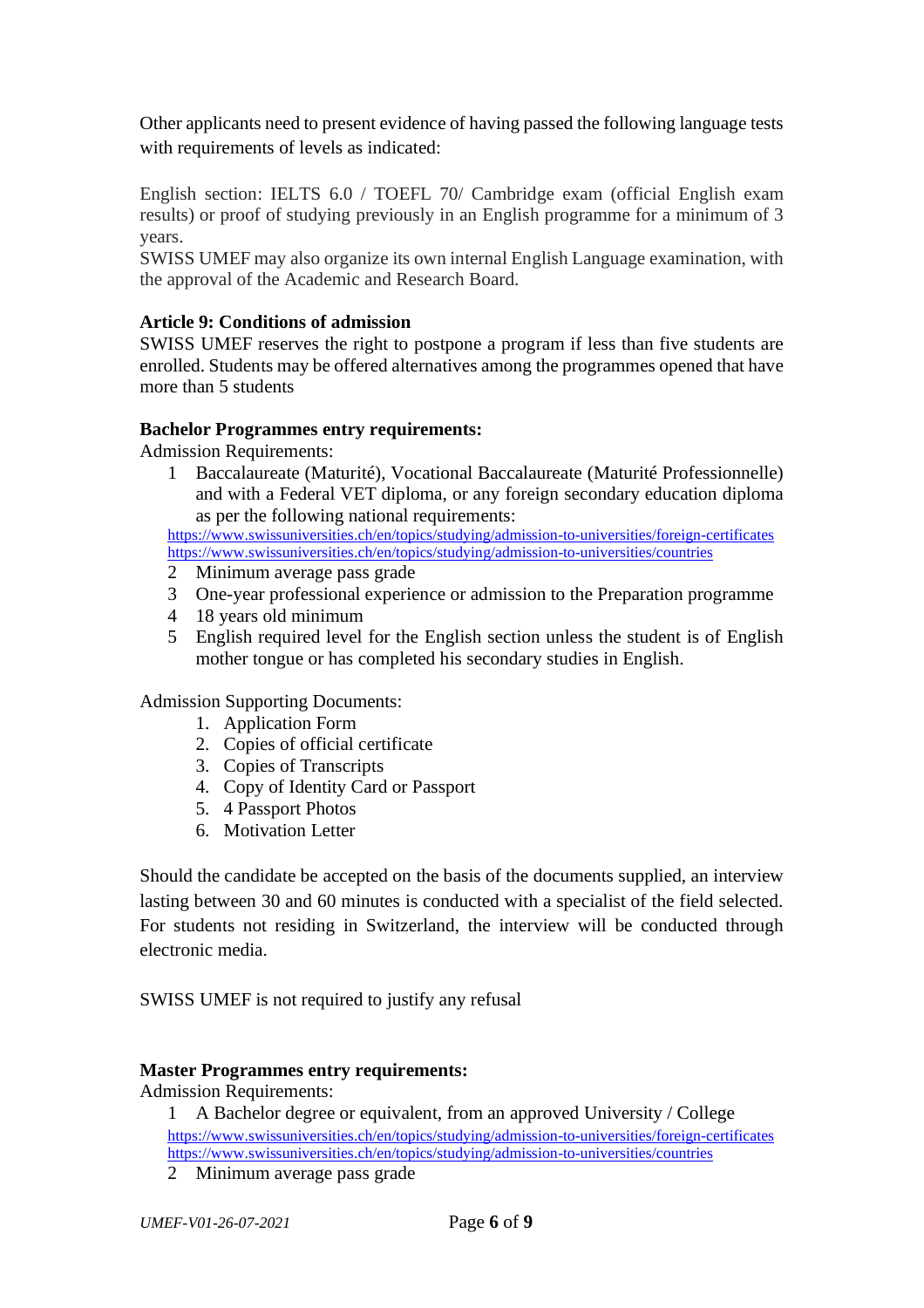Other applicants need to present evidence of having passed the following language tests with requirements of levels as indicated:

English section: IELTS 6.0 / TOEFL 70/ Cambridge exam (official English exam results) or proof of studying previously in an English programme for a minimum of 3 years.
SWISS UMEF may also organize its own internal English Language examination, with the approval of the Academic and Research Board.

**Article 9: Conditions of admission**
SWISS UMEF reserves the right to postpone a program if less than five students are enrolled. Students may be offered alternatives among the programmes opened that have more than 5 students

**Bachelor Programmes entry requirements:**
Admission Requirements:

1 Baccalaureate (Maturité), Vocational Baccalaureate (Maturité Professionnelle) and with a Federal VET diploma, or any foreign secondary education diploma as per the following national requirements:
https://www.swissuniversities.ch/en/topics/studying/admission-to-universities/foreign-certificates
https://www.swissuniversities.ch/en/topics/studying/admission-to-universities/countries
2 Minimum average pass grade
3 One-year professional experience or admission to the Preparation programme
4 18 years old minimum
5 English required level for the English section unless the student is of English mother tongue or has completed his secondary studies in English.

Admission Supporting Documents:

1. Application Form
2. Copies of official certificate
3. Copies of Transcripts
4. Copy of Identity Card or Passport
5. 4 Passport Photos
6. Motivation Letter

Should the candidate be accepted on the basis of the documents supplied, an interview lasting between 30 and 60 minutes is conducted with a specialist of the field selected. For students not residing in Switzerland, the interview will be conducted through electronic media.

SWISS UMEF is not required to justify any refusal

**Master Programmes entry requirements:**
Admission Requirements:

1 A Bachelor degree or equivalent, from an approved University / College
https://www.swissuniversities.ch/en/topics/studying/admission-to-universities/foreign-certificates
https://www.swissuniversities.ch/en/topics/studying/admission-to-universities/countries
2 Minimum average pass grade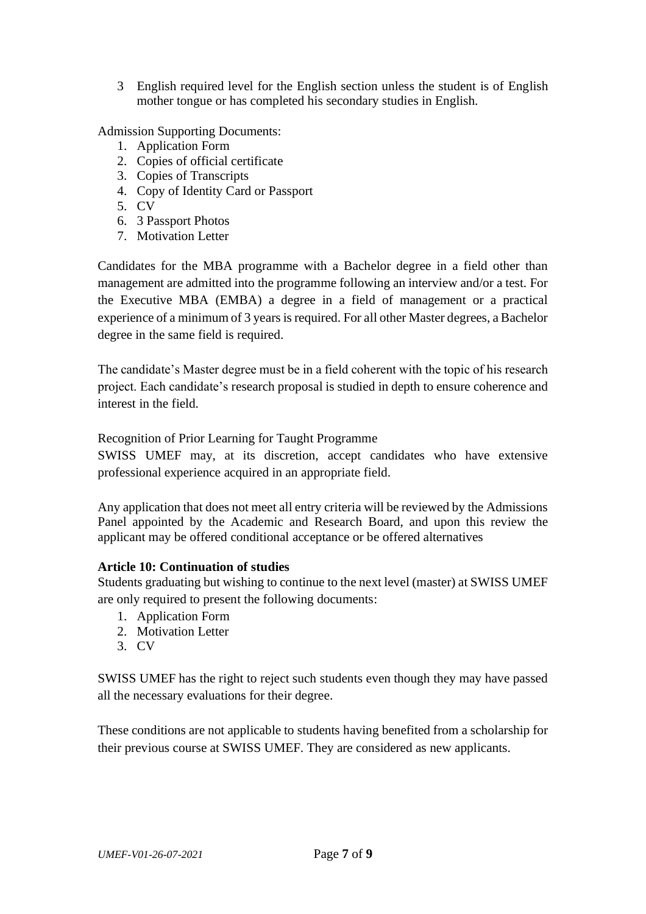3. English required level for the English section unless the student is of English mother tongue or has completed his secondary studies in English.

Admission Supporting Documents:

1. Application Form
2. Copies of official certificate
3. Copies of Transcripts
4. Copy of Identity Card or Passport
5. CV
6. 3 Passport Photos
7. Motivation Letter

Candidates for the MBA programme with a Bachelor degree in a field other than management are admitted into the programme following an interview and/or a test. For the Executive MBA (EMBA) a degree in a field of management or a practical experience of a minimum of 3 years is required. For all other Master degrees, a Bachelor degree in the same field is required.

The candidate's Master degree must be in a field coherent with the topic of his research project. Each candidate's research proposal is studied in depth to ensure coherence and interest in the field.

Recognition of Prior Learning for Taught Programme

SWISS UMEF may, at its discretion, accept candidates who have extensive professional experience acquired in an appropriate field.

Any application that does not meet all entry criteria will be reviewed by the Admissions Panel appointed by the Academic and Research Board, and upon this review the applicant may be offered conditional acceptance or be offered alternatives

**Article 10: Continuation of studies**

Students graduating but wishing to continue to the next level (master) at SWISS UMEF are only required to present the following documents:

1. Application Form
2. Motivation Letter
3. CV

SWISS UMEF has the right to reject such students even though they may have passed all the necessary evaluations for their degree.

These conditions are not applicable to students having benefited from a scholarship for their previous course at SWISS UMEF. They are considered as new applicants.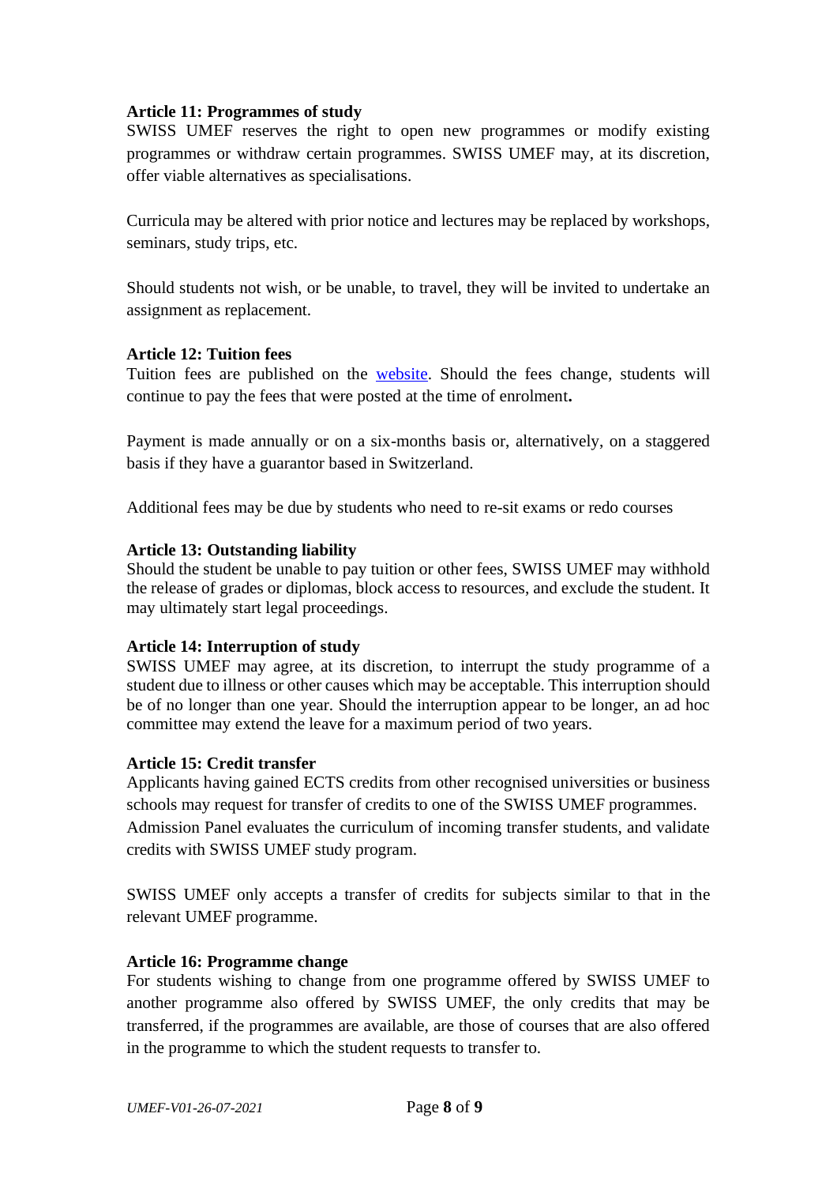**Article 11: Programmes of study**
SWISS UMEF reserves the right to open new programmes or modify existing programmes or withdraw certain programmes. SWISS UMEF may, at its discretion, offer viable alternatives as specialisations.

Curricula may be altered with prior notice and lectures may be replaced by workshops, seminars, study trips, etc.

Should students not wish, or be unable, to travel, they will be invited to undertake an assignment as replacement.

**Article 12: Tuition fees**
Tuition fees are published on the website. Should the fees change, students will continue to pay the fees that were posted at the time of enrolment**.**

Payment is made annually or on a six-months basis or, alternatively, on a staggered basis if they have a guarantor based in Switzerland.

Additional fees may be due by students who need to re-sit exams or redo courses

**Article 13: Outstanding liability**
Should the student be unable to pay tuition or other fees, SWISS UMEF may withhold the release of grades or diplomas, block access to resources, and exclude the student. It may ultimately start legal proceedings.

**Article 14: Interruption of study**
SWISS UMEF may agree, at its discretion, to interrupt the study programme of a student due to illness or other causes which may be acceptable. This interruption should be of no longer than one year. Should the interruption appear to be longer, an ad hoc committee may extend the leave for a maximum period of two years.

**Article 15: Credit transfer**
Applicants having gained ECTS credits from other recognised universities or business schools may request for transfer of credits to one of the SWISS UMEF programmes. Admission Panel evaluates the curriculum of incoming transfer students, and validate credits with SWISS UMEF study program.

SWISS UMEF only accepts a transfer of credits for subjects similar to that in the relevant UMEF programme.

**Article 16: Programme change**
For students wishing to change from one programme offered by SWISS UMEF to another programme also offered by SWISS UMEF, the only credits that may be transferred, if the programmes are available, are those of courses that are also offered in the programme to which the student requests to transfer to.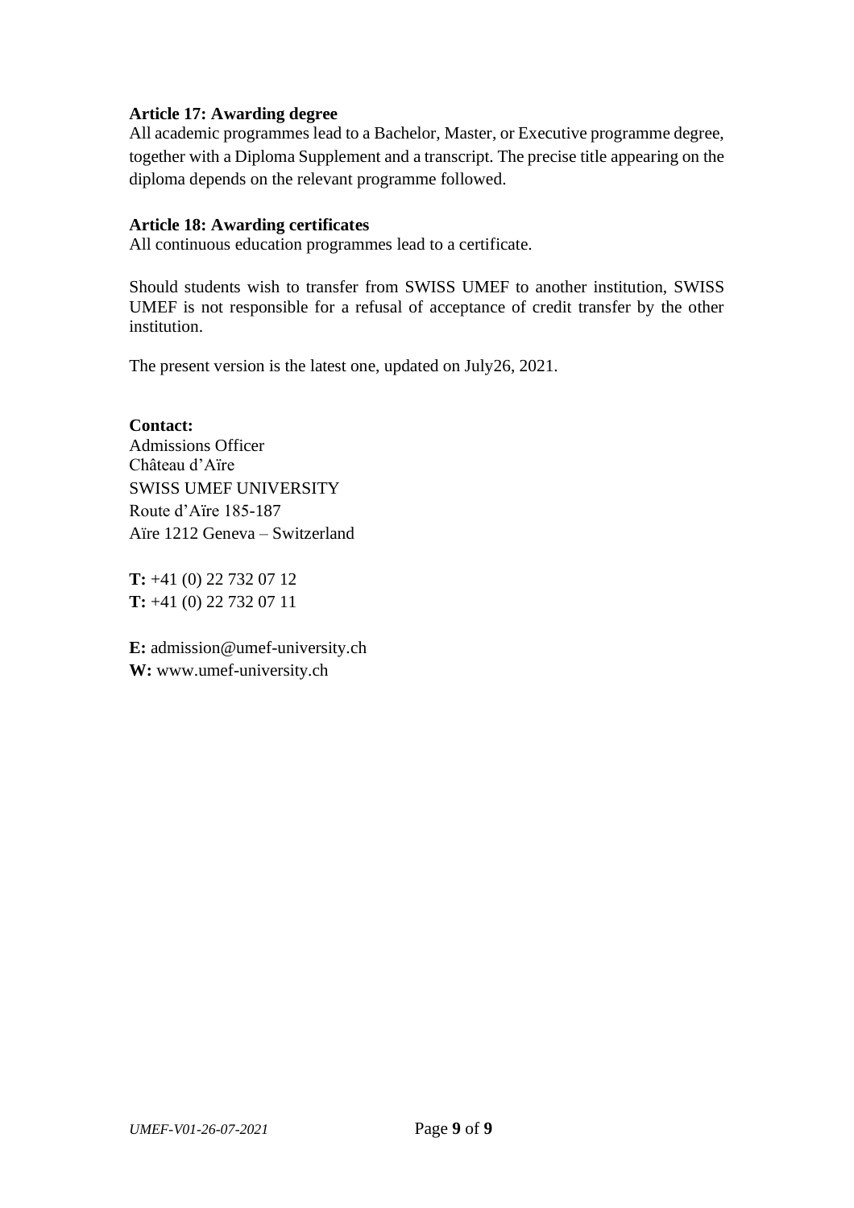### Article 17: Awarding degree

All academic programmes lead to a Bachelor, Master, or Executive programme degree, together with a Diploma Supplement and a transcript. The precise title appearing on the diploma depends on the relevant programme followed.

### Article 18: Awarding certificates

All continuous education programmes lead to a certificate.

Should students wish to transfer from SWISS UMEF to another institution, SWISS UMEF is not responsible for a refusal of acceptance of credit transfer by the other institution.

The present version is the latest one, updated on July26, 2021.

**Contact:**
Admissions Officer
Château d'Aïre
SWISS UMEF UNIVERSITY
Route d'Aïre 185-187
Aïre 1212 Geneva – Switzerland

**T:** +41 (0) 22 732 07 12
**T:** +41 (0) 22 732 07 11

**E:** admission@umef-university.ch
**W:** www.umef-university.ch